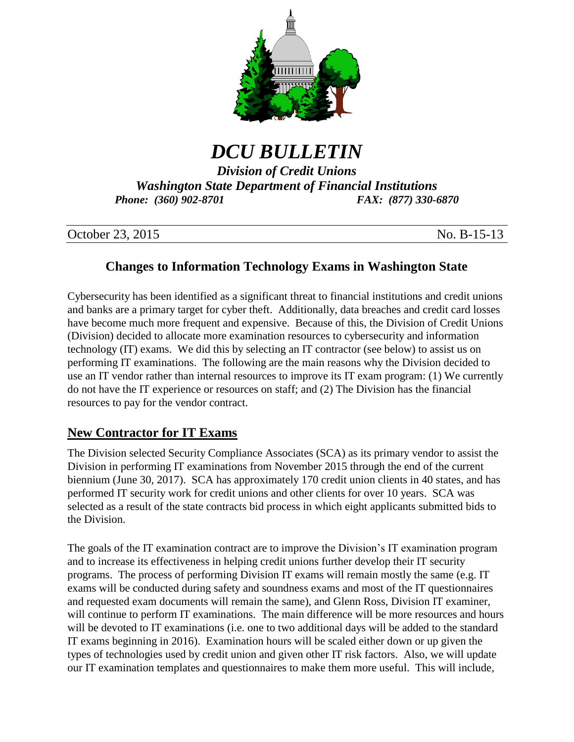# *DCU BULLETIN*

***Division of Credit Unions***
***Washington State Department of Financial Institutions***
***Phone: (360) 902-8701*** ***FAX: (877) 330-6870***

October 23, 2015 No. B-15-13

## Changes to Information Technology Exams in Washington State

Cybersecurity has been identified as a significant threat to financial institutions and credit unions and banks are a primary target for cyber theft. Additionally, data breaches and credit card losses have become much more frequent and expensive. Because of this, the Division of Credit Unions (Division) decided to allocate more examination resources to cybersecurity and information technology (IT) exams. We did this by selecting an IT contractor (see below) to assist us on performing IT examinations. The following are the main reasons why the Division decided to use an IT vendor rather than internal resources to improve its IT exam program: (1) We currently do not have the IT experience or resources on staff; and (2) The Division has the financial resources to pay for the vendor contract.

## New Contractor for IT Exams

The Division selected Security Compliance Associates (SCA) as its primary vendor to assist the Division in performing IT examinations from November 2015 through the end of the current biennium (June 30, 2017). SCA has approximately 170 credit union clients in 40 states, and has performed IT security work for credit unions and other clients for over 10 years. SCA was selected as a result of the state contracts bid process in which eight applicants submitted bids to the Division.

The goals of the IT examination contract are to improve the Division's IT examination program and to increase its effectiveness in helping credit unions further develop their IT security programs. The process of performing Division IT exams will remain mostly the same (e.g. IT exams will be conducted during safety and soundness exams and most of the IT questionnaires and requested exam documents will remain the same), and Glenn Ross, Division IT examiner, will continue to perform IT examinations. The main difference will be more resources and hours will be devoted to IT examinations (i.e. one to two additional days will be added to the standard IT exams beginning in 2016). Examination hours will be scaled either down or up given the types of technologies used by credit union and given other IT risk factors. Also, we will update our IT examination templates and questionnaires to make them more useful. This will include,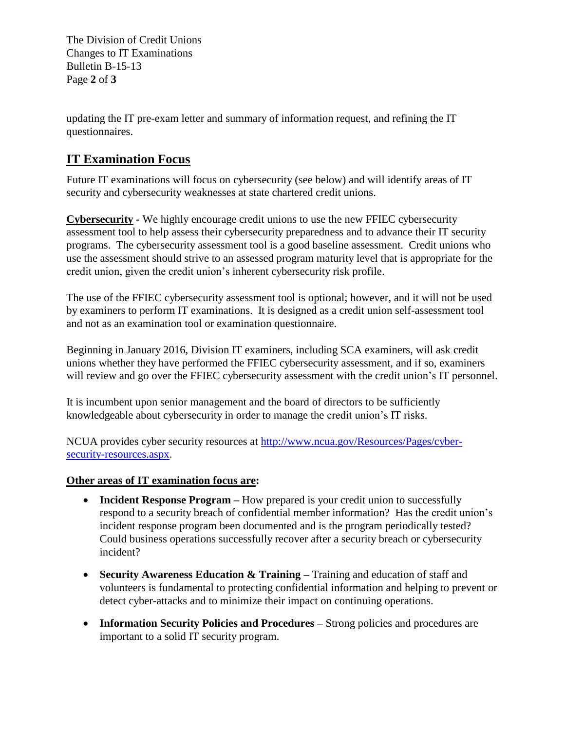updating the IT pre-exam letter and summary of information request, and refining the IT questionnaires.

## IT Examination Focus

Future IT examinations will focus on cybersecurity (see below) and will identify areas of IT security and cybersecurity weaknesses at state chartered credit unions.

**Cybersecurity -** We highly encourage credit unions to use the new FFIEC cybersecurity assessment tool to help assess their cybersecurity preparedness and to advance their IT security programs. The cybersecurity assessment tool is a good baseline assessment. Credit unions who use the assessment should strive to an assessed program maturity level that is appropriate for the credit union, given the credit union's inherent cybersecurity risk profile.

The use of the FFIEC cybersecurity assessment tool is optional; however, and it will not be used by examiners to perform IT examinations. It is designed as a credit union self-assessment tool and not as an examination tool or examination questionnaire.

Beginning in January 2016, Division IT examiners, including SCA examiners, will ask credit unions whether they have performed the FFIEC cybersecurity assessment, and if so, examiners will review and go over the FFIEC cybersecurity assessment with the credit union's IT personnel.

It is incumbent upon senior management and the board of directors to be sufficiently knowledgeable about cybersecurity in order to manage the credit union's IT risks.

NCUA provides cyber security resources at [http://www.ncua.gov/Resources/Pages/cyber-security-resources.aspx](http://www.ncua.gov/Resources/Pages/cyber-security-resources.aspx).

**Other areas of IT examination focus are:**

- **Incident Response Program –** How prepared is your credit union to successfully respond to a security breach of confidential member information? Has the credit union's incident response program been documented and is the program periodically tested? Could business operations successfully recover after a security breach or cybersecurity incident?
- **Security Awareness Education & Training –** Training and education of staff and volunteers is fundamental to protecting confidential information and helping to prevent or detect cyber-attacks and to minimize their impact on continuing operations.
- **Information Security Policies and Procedures –** Strong policies and procedures are important to a solid IT security program.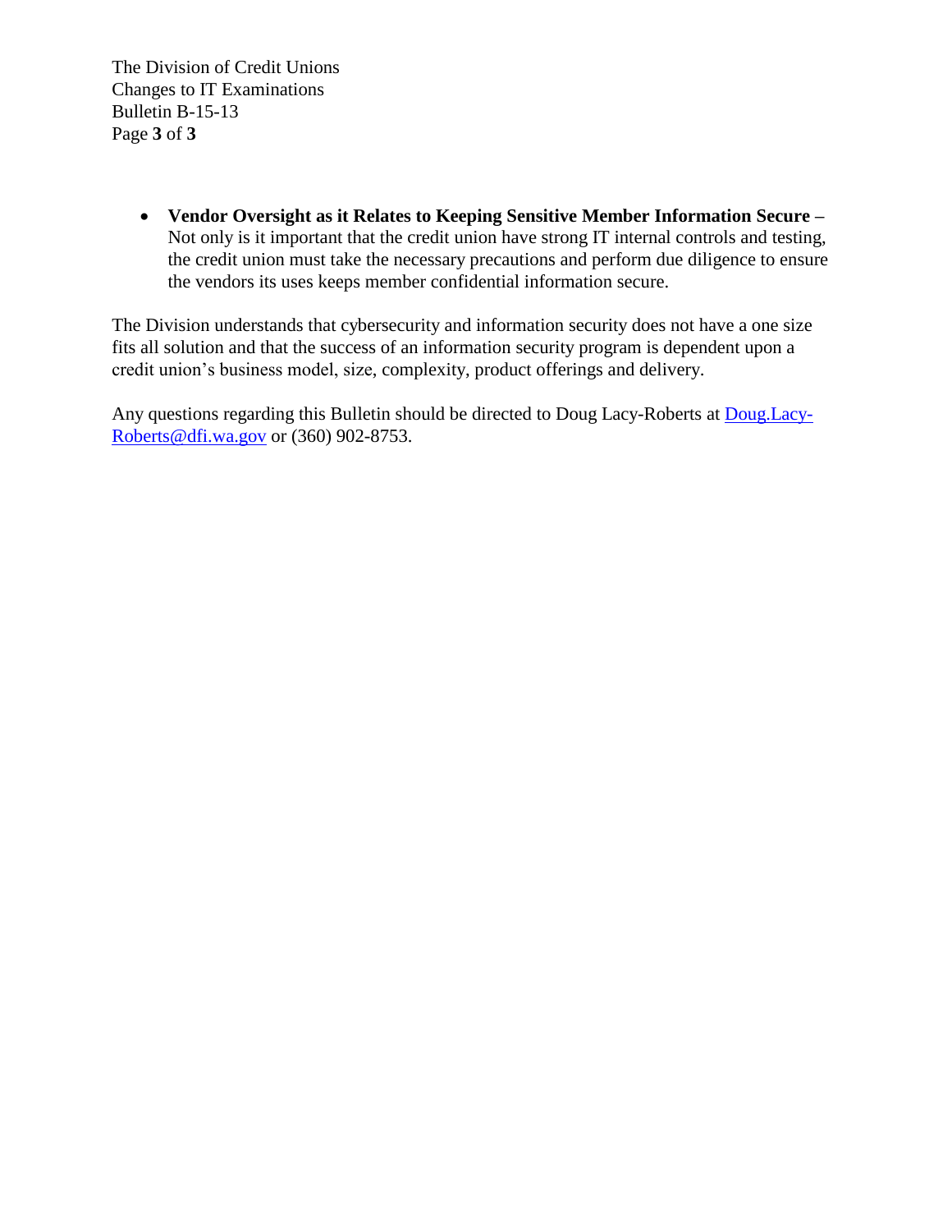- **Vendor Oversight as it Relates to Keeping Sensitive Member Information Secure –** Not only is it important that the credit union have strong IT internal controls and testing, the credit union must take the necessary precautions and perform due diligence to ensure the vendors its uses keeps member confidential information secure.

The Division understands that cybersecurity and information security does not have a one size fits all solution and that the success of an information security program is dependent upon a credit union's business model, size, complexity, product offerings and delivery.

Any questions regarding this Bulletin should be directed to Doug Lacy-Roberts at Doug.Lacy-Roberts@dfi.wa.gov or (360) 902-8753.